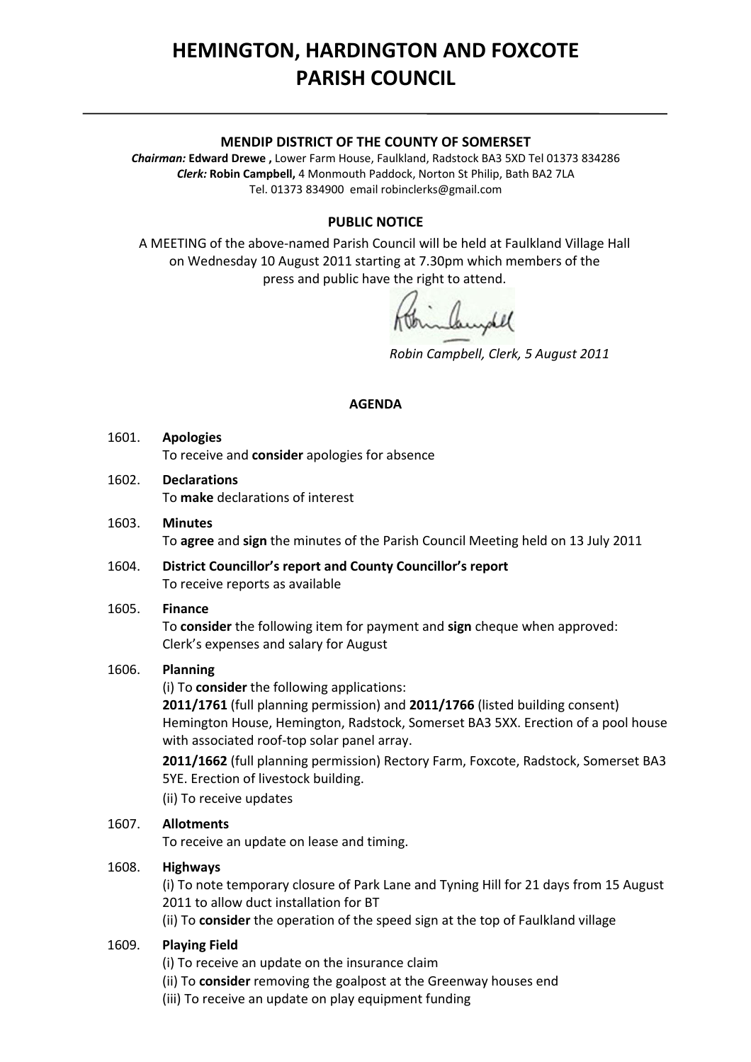# HEMINGTON, HARDINGTON AND FOXCOTE PARISH COUNCIL

**MENDIP DISTRICT OF THE COUNTY OF SOMERSET**

***Chairman:*** **Edward Drewe ,** Lower Farm House, Faulkland, Radstock BA3 5XD Tel 01373 834286
***Clerk:*** **Robin Campbell,** 4 Monmouth Paddock, Norton St Philip, Bath BA2 7LA
Tel. 01373 834900 email robinclerks@gmail.com

**PUBLIC NOTICE**

A MEETING of the above-named Parish Council will be held at Faulkland Village Hall on Wednesday 10 August 2011 starting at 7.30pm which members of the press and public have the right to attend.

*Robin Campbell, Clerk, 5 August 2011*

**AGENDA**

1601. **Apologies**
To receive and **consider** apologies for absence

1602. **Declarations**
To **make** declarations of interest

1603. **Minutes**
To **agree** and **sign** the minutes of the Parish Council Meeting held on 13 July 2011

1604. **District Councillor's report and County Councillor's report**
To receive reports as available

1605. **Finance**
To **consider** the following item for payment and **sign** cheque when approved:
Clerk's expenses and salary for August

1606. **Planning**
(i) To **consider** the following applications:
**2011/1761** (full planning permission) and **2011/1766** (listed building consent) Hemington House, Hemington, Radstock, Somerset BA3 5XX. Erection of a pool house with associated roof-top solar panel array.
**2011/1662** (full planning permission) Rectory Farm, Foxcote, Radstock, Somerset BA3 5YE. Erection of livestock building.
(ii) To receive updates

1607. **Allotments**
To receive an update on lease and timing.

1608. **Highways**
(i) To note temporary closure of Park Lane and Tyning Hill for 21 days from 15 August 2011 to allow duct installation for BT
(ii) To **consider** the operation of the speed sign at the top of Faulkland village

1609. **Playing Field**
(i) To receive an update on the insurance claim
(ii) To **consider** removing the goalpost at the Greenway houses end
(iii) To receive an update on play equipment funding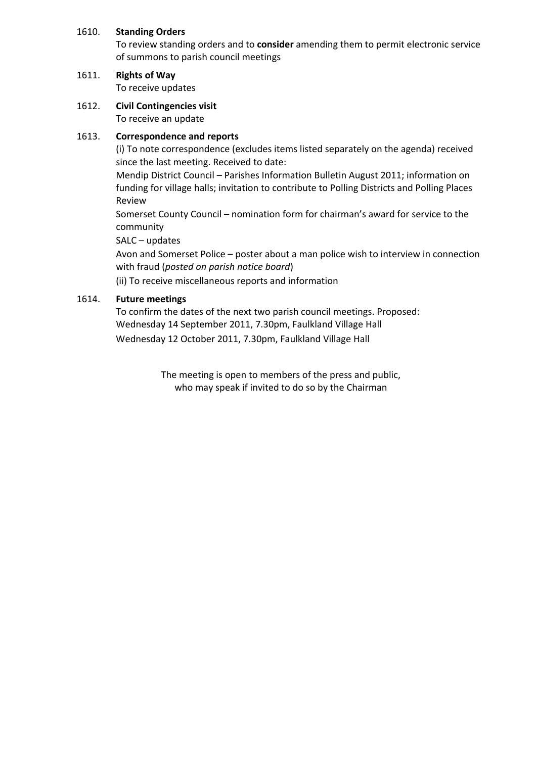1610. **Standing Orders**

To review standing orders and to **consider** amending them to permit electronic service of summons to parish council meetings

1611. **Rights of Way**

To receive updates

1612. **Civil Contingencies visit**

To receive an update

1613. **Correspondence and reports**

(i) To note correspondence (excludes items listed separately on the agenda) received since the last meeting. Received to date:

Mendip District Council – Parishes Information Bulletin August 2011; information on funding for village halls; invitation to contribute to Polling Districts and Polling Places Review

Somerset County Council – nomination form for chairman's award for service to the community

SALC – updates

Avon and Somerset Police – poster about a man police wish to interview in connection with fraud (*posted on parish notice board*)

(ii) To receive miscellaneous reports and information

1614. **Future meetings**

To confirm the dates of the next two parish council meetings. Proposed:

Wednesday 14 September 2011, 7.30pm, Faulkland Village Hall

Wednesday 12 October 2011, 7.30pm, Faulkland Village Hall

The meeting is open to members of the press and public, who may speak if invited to do so by the Chairman